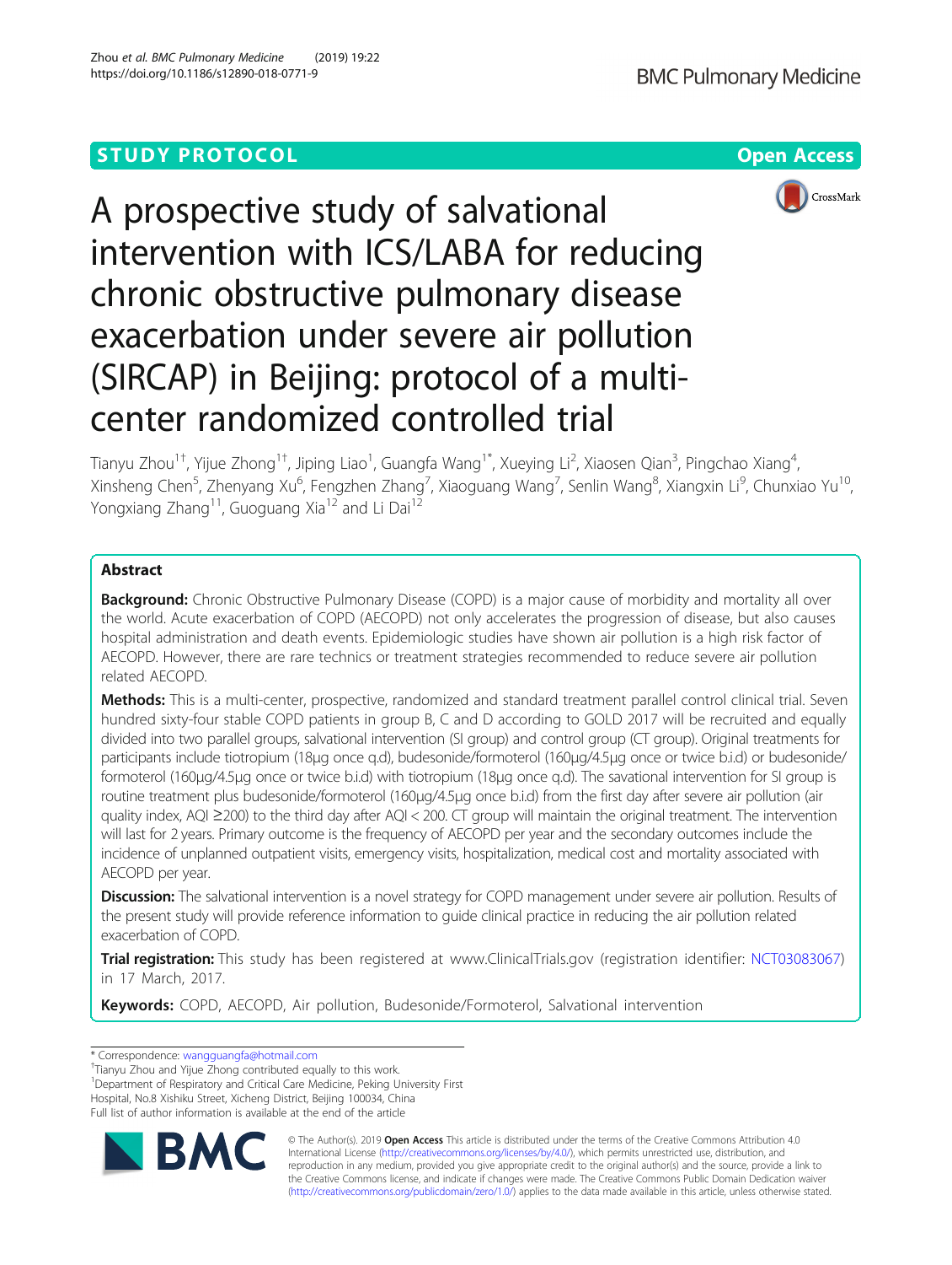STUDY PROTOCOL

Open Access

# A prospective study of salvational intervention with ICS/LABA for reducing chronic obstructive pulmonary disease exacerbation under severe air pollution (SIRCAP) in Beijing: protocol of a multi-center randomized controlled trial

Tianyu Zhou[1†], Yijue Zhong[1†], Jiping Liao[1], Guangfa Wang[1*], Xueying Li[2], Xiaosen Qian[3], Pingchao Xiang[4], Xinsheng Chen[5], Zhenyang Xu[6], Fengzhen Zhang[7], Xiaoguang Wang[7], Senlin Wang[8], Xiangxin Li[9], Chunxiao Yu[10], Yongxiang Zhang[11], Guoguang Xia[12] and Li Dai[12]

## Abstract

**Background:** Chronic Obstructive Pulmonary Disease (COPD) is a major cause of morbidity and mortality all over the world. Acute exacerbation of COPD (AECOPD) not only accelerates the progression of disease, but also causes hospital administration and death events. Epidemiologic studies have shown air pollution is a high risk factor of AECOPD. However, there are rare technics or treatment strategies recommended to reduce severe air pollution related AECOPD.

**Methods:** This is a multi-center, prospective, randomized and standard treatment parallel control clinical trial. Seven hundred sixty-four stable COPD patients in group B, C and D according to GOLD 2017 will be recruited and equally divided into two parallel groups, salvational intervention (SI group) and control group (CT group). Original treatments for participants include tiotropium (18μg once q.d), budesonide/formoterol (160μg/4.5μg once or twice b.i.d) or budesonide/formoterol (160μg/4.5μg once or twice b.i.d) with tiotropium (18μg once q.d). The savational intervention for SI group is routine treatment plus budesonide/formoterol (160μg/4.5μg once b.i.d) from the first day after severe air pollution (air quality index, AQI ≥200) to the third day after AQI < 200. CT group will maintain the original treatment. The intervention will last for 2 years. Primary outcome is the frequency of AECOPD per year and the secondary outcomes include the incidence of unplanned outpatient visits, emergency visits, hospitalization, medical cost and mortality associated with AECOPD per year.

**Discussion:** The salvational intervention is a novel strategy for COPD management under severe air pollution. Results of the present study will provide reference information to guide clinical practice in reducing the air pollution related exacerbation of COPD.

**Trial registration:** This study has been registered at www.ClinicalTrials.gov (registration identifier: NCT03083067) in 17 March, 2017.

**Keywords:** COPD, AECOPD, Air pollution, Budesonide/Formoterol, Salvational intervention

\* Correspondence: wangguangfa@hotmail.com

†Tianyu Zhou and Yijue Zhong contributed equally to this work.

[1]Department of Respiratory and Critical Care Medicine, Peking University First Hospital, No.8 Xishiku Street, Xicheng District, Beijing 100034, China

Full list of author information is available at the end of the article

© The Author(s). 2019 **Open Access** This article is distributed under the terms of the Creative Commons Attribution 4.0 International License (http://creativecommons.org/licenses/by/4.0/), which permits unrestricted use, distribution, and reproduction in any medium, provided you give appropriate credit to the original author(s) and the source, provide a link to the Creative Commons license, and indicate if changes were made. The Creative Commons Public Domain Dedication waiver (http://creativecommons.org/publicdomain/zero/1.0/) applies to the data made available in this article, unless otherwise stated.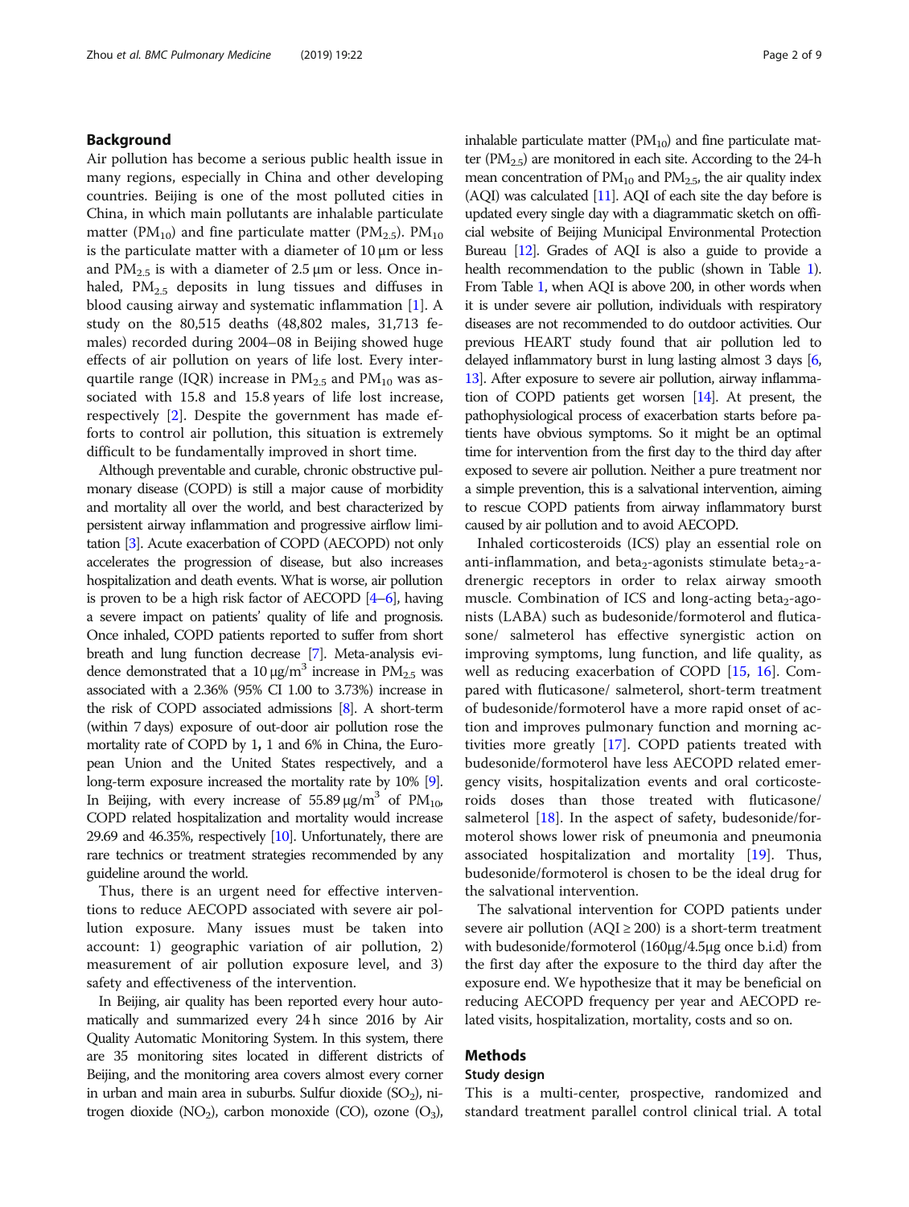## Background

Air pollution has become a serious public health issue in many regions, especially in China and other developing countries. Beijing is one of the most polluted cities in China, in which main pollutants are inhalable particulate matter ($PM_{10}$) and fine particulate matter ($PM_{2.5}$). $PM_{10}$ is the particulate matter with a diameter of 10 μm or less and $PM_{2.5}$ is with a diameter of 2.5 μm or less. Once inhaled, $PM_{2.5}$ deposits in lung tissues and diffuses in blood causing airway and systematic inflammation [1]. A study on the 80,515 deaths (48,802 males, 31,713 females) recorded during 2004–08 in Beijing showed huge effects of air pollution on years of life lost. Every interquartile range (IQR) increase in $PM_{2.5}$ and $PM_{10}$ was associated with 15.8 and 15.8 years of life lost increase, respectively [2]. Despite the government has made efforts to control air pollution, this situation is extremely difficult to be fundamentally improved in short time.

Although preventable and curable, chronic obstructive pulmonary disease (COPD) is still a major cause of morbidity and mortality all over the world, and best characterized by persistent airway inflammation and progressive airflow limitation [3]. Acute exacerbation of COPD (AECOPD) not only accelerates the progression of disease, but also increases hospitalization and death events. What is worse, air pollution is proven to be a high risk factor of AECOPD [4–6], having a severe impact on patients' quality of life and prognosis. Once inhaled, COPD patients reported to suffer from short breath and lung function decrease [7]. Meta-analysis evidence demonstrated that a 10 μg/m$^3$ increase in $PM_{2.5}$ was associated with a 2.36% (95% CI 1.00 to 3.73%) increase in the risk of COPD associated admissions [8]. A short-term (within 7 days) exposure of out-door air pollution rose the mortality rate of COPD by 1, 1 and 6% in China, the European Union and the United States respectively, and a long-term exposure increased the mortality rate by 10% [9]. In Beijing, with every increase of 55.89 μg/m$^3$ of $PM_{10}$, COPD related hospitalization and mortality would increase 29.69 and 46.35%, respectively [10]. Unfortunately, there are rare technics or treatment strategies recommended by any guideline around the world.

Thus, there is an urgent need for effective interventions to reduce AECOPD associated with severe air pollution exposure. Many issues must be taken into account: 1) geographic variation of air pollution, 2) measurement of air pollution exposure level, and 3) safety and effectiveness of the intervention.

In Beijing, air quality has been reported every hour automatically and summarized every 24 h since 2016 by Air Quality Automatic Monitoring System. In this system, there are 35 monitoring sites located in different districts of Beijing, and the monitoring area covers almost every corner in urban and main area in suburbs. Sulfur dioxide ($SO_2$), nitrogen dioxide ($NO_2$), carbon monoxide (CO), ozone ($O_3$), inhalable particulate matter ($PM_{10}$) and fine particulate matter ($PM_{2.5}$) are monitored in each site. According to the 24-h mean concentration of $PM_{10}$ and $PM_{2.5}$, the air quality index (AQI) was calculated [11]. AQI of each site the day before is updated every single day with a diagrammatic sketch on official website of Beijing Municipal Environmental Protection Bureau [12]. Grades of AQI is also a guide to provide a health recommendation to the public (shown in Table 1). From Table 1, when AQI is above 200, in other words when it is under severe air pollution, individuals with respiratory diseases are not recommended to do outdoor activities. Our previous HEART study found that air pollution led to delayed inflammatory burst in lung lasting almost 3 days [6, 13]. After exposure to severe air pollution, airway inflammation of COPD patients get worsen [14]. At present, the pathophysiological process of exacerbation starts before patients have obvious symptoms. So it might be an optimal time for intervention from the first day to the third day after exposed to severe air pollution. Neither a pure treatment nor a simple prevention, this is a salvational intervention, aiming to rescue COPD patients from airway inflammatory burst caused by air pollution and to avoid AECOPD.

Inhaled corticosteroids (ICS) play an essential role on anti-inflammation, and beta$_2$-agonists stimulate beta$_2$-adrenergic receptors in order to relax airway smooth muscle. Combination of ICS and long-acting beta$_2$-agonists (LABA) such as budesonide/formoterol and fluticasone/ salmeterol has effective synergistic action on improving symptoms, lung function, and life quality, as well as reducing exacerbation of COPD [15, 16]. Compared with fluticasone/ salmeterol, short-term treatment of budesonide/formoterol have a more rapid onset of action and improves pulmonary function and morning activities more greatly [17]. COPD patients treated with budesonide/formoterol have less AECOPD related emergency visits, hospitalization events and oral corticosteroids doses than those treated with fluticasone/ salmeterol [18]. In the aspect of safety, budesonide/formoterol shows lower risk of pneumonia and pneumonia associated hospitalization and mortality [19]. Thus, budesonide/formoterol is chosen to be the ideal drug for the salvational intervention.

The salvational intervention for COPD patients under severe air pollution (AQI ≥ 200) is a short-term treatment with budesonide/formoterol (160μg/4.5μg once b.i.d) from the first day after the exposure to the third day after the exposure end. We hypothesize that it may be beneficial on reducing AECOPD frequency per year and AECOPD related visits, hospitalization, mortality, costs and so on.

## Methods

### Study design

This is a multi-center, prospective, randomized and standard treatment parallel control clinical trial. A total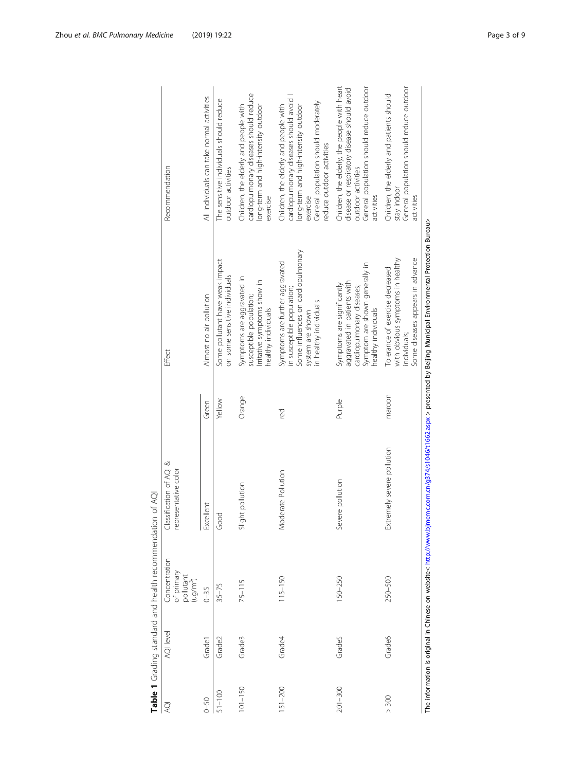**Table 1** Grading standard and health recommendation of AQI

| AQI | AQI level | Concentration of primary pollutant (ug/m$^3$) | Classification of AQI & representative color | | Effect | Recommendation |
|---|---|---|---|---|---|---|
| 0–50 | Grade1 | 0–35 | Excellent | Green | Almost no air pollution | All individuals can take normal activities |
| 51–100 | Grade2 | 35–75 | Good | Yellow | Some pollutant have weak impact on some sensitive individuals | The sensitive individuals should reduce outdoor activities |
| 101–150 | Grade3 | 75–115 | Slight pollution | Orange | Symptoms are aggravated in susceptible population; Irritative symptoms show in healthy individuals | Children, the elderly and people with cardiopulmonary diseases should reduce long-term and high-intensity outdoor exercise |
| 151–200 | Grade4 | 115–150 | Moderate Pollution | red | Symptoms are further aggravated in susceptible population; Some influences on cardiopulmonary system are shown in healthy individuals | Children, the elderly and people with cardiopulmonary diseases should avoid l long-term and high-intensity outdoor exercise General population should moderately reduce outdoor activities |
| 201–300 | Grade5 | 150–250 | Severe pollution | Purple | Symptoms are significantly aggravated in patients with cardiopulmonary diseases; Symptom are shown generally in healthy individuals | Children, the elderly, the people with heart disease or respiratory disease should avoid outdoor activities General population should reduce outdoor activities |
| > 300 | Grade6 | 250–500 | Extremely severe pollution | maroon | Tolerance of exercise decreased with obvious symptoms in healthy individuals; Some diseases appears in advance | Children, the elderly and patients should stay indoor General population should reduce outdoor activities |

The information is original in Chinese on website< http://www.bjmemc.com.cn/g374/s1046/t1662.aspx > presented by Beijing Municipal Environmental Protection Bureau>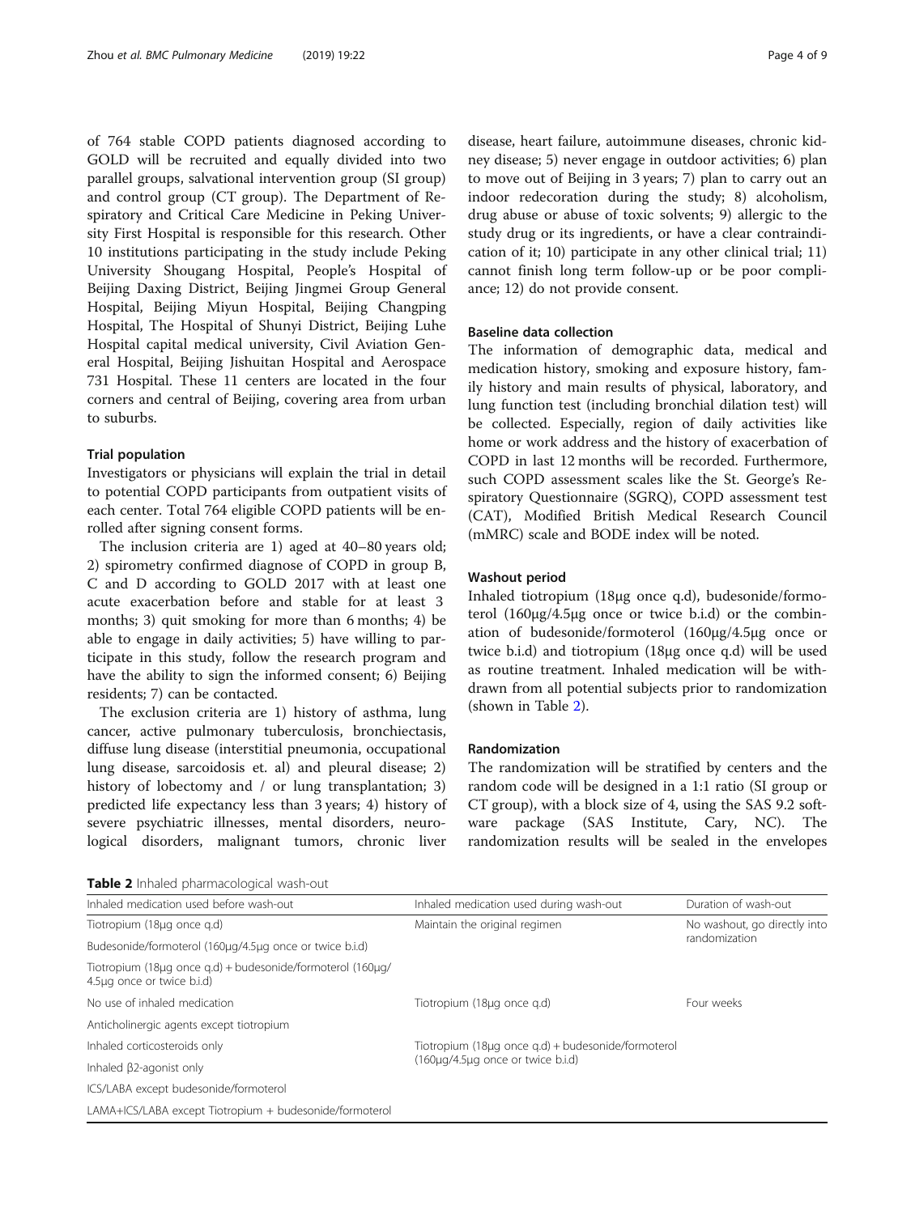of 764 stable COPD patients diagnosed according to GOLD will be recruited and equally divided into two parallel groups, salvational intervention group (SI group) and control group (CT group). The Department of Respiratory and Critical Care Medicine in Peking University First Hospital is responsible for this research. Other 10 institutions participating in the study include Peking University Shougang Hospital, People's Hospital of Beijing Daxing District, Beijing Jingmei Group General Hospital, Beijing Miyun Hospital, Beijing Changping Hospital, The Hospital of Shunyi District, Beijing Luhe Hospital capital medical university, Civil Aviation General Hospital, Beijing Jishuitan Hospital and Aerospace 731 Hospital. These 11 centers are located in the four corners and central of Beijing, covering area from urban to suburbs.

### Trial population

Investigators or physicians will explain the trial in detail to potential COPD participants from outpatient visits of each center. Total 764 eligible COPD patients will be enrolled after signing consent forms.

The inclusion criteria are 1) aged at 40–80 years old; 2) spirometry confirmed diagnose of COPD in group B, C and D according to GOLD 2017 with at least one acute exacerbation before and stable for at least 3 months; 3) quit smoking for more than 6 months; 4) be able to engage in daily activities; 5) have willing to participate in this study, follow the research program and have the ability to sign the informed consent; 6) Beijing residents; 7) can be contacted.

The exclusion criteria are 1) history of asthma, lung cancer, active pulmonary tuberculosis, bronchiectasis, diffuse lung disease (interstitial pneumonia, occupational lung disease, sarcoidosis et. al) and pleural disease; 2) history of lobectomy and / or lung transplantation; 3) predicted life expectancy less than 3 years; 4) history of severe psychiatric illnesses, mental disorders, neurological disorders, malignant tumors, chronic liver disease, heart failure, autoimmune diseases, chronic kidney disease; 5) never engage in outdoor activities; 6) plan to move out of Beijing in 3 years; 7) plan to carry out an indoor redecoration during the study; 8) alcoholism, drug abuse or abuse of toxic solvents; 9) allergic to the study drug or its ingredients, or have a clear contraindication of it; 10) participate in any other clinical trial; 11) cannot finish long term follow-up or be poor compliance; 12) do not provide consent.

### Baseline data collection

The information of demographic data, medical and medication history, smoking and exposure history, family history and main results of physical, laboratory, and lung function test (including bronchial dilation test) will be collected. Especially, region of daily activities like home or work address and the history of exacerbation of COPD in last 12 months will be recorded. Furthermore, such COPD assessment scales like the St. George's Respiratory Questionnaire (SGRQ), COPD assessment test (CAT), Modified British Medical Research Council (mMRC) scale and BODE index will be noted.

### Washout period

Inhaled tiotropium (18μg once q.d), budesonide/formoterol (160μg/4.5μg once or twice b.i.d) or the combination of budesonide/formoterol (160μg/4.5μg once or twice b.i.d) and tiotropium (18μg once q.d) will be used as routine treatment. Inhaled medication will be withdrawn from all potential subjects prior to randomization (shown in Table 2).

### Randomization

The randomization will be stratified by centers and the random code will be designed in a 1:1 ratio (SI group or CT group), with a block size of 4, using the SAS 9.2 software package (SAS Institute, Cary, NC). The randomization results will be sealed in the envelopes

**Table 2** Inhaled pharmacological wash-out

| Inhaled medication used before wash-out | Inhaled medication used during wash-out | Duration of wash-out |
|---|---|---|
| Tiotropium (18μg once q.d) | Maintain the original regimen | No washout, go directly into randomization |
| Budesonide/formoterol (160μg/4.5μg once or twice b.i.d) | | |
| Tiotropium (18μg once q.d) + budesonide/formoterol (160μg/4.5μg once or twice b.i.d) | | |
| No use of inhaled medication | Tiotropium (18μg once q.d) | Four weeks |
| Anticholinergic agents except tiotropium | | |
| Inhaled corticosteroids only | Tiotropium (18μg once q.d) + budesonide/formoterol (160μg/4.5μg once or twice b.i.d) | |
| Inhaled β2-agonist only | | |
| ICS/LABA except budesonide/formoterol | | |
| LAMA+ICS/LABA except Tiotropium + budesonide/formoterol | | |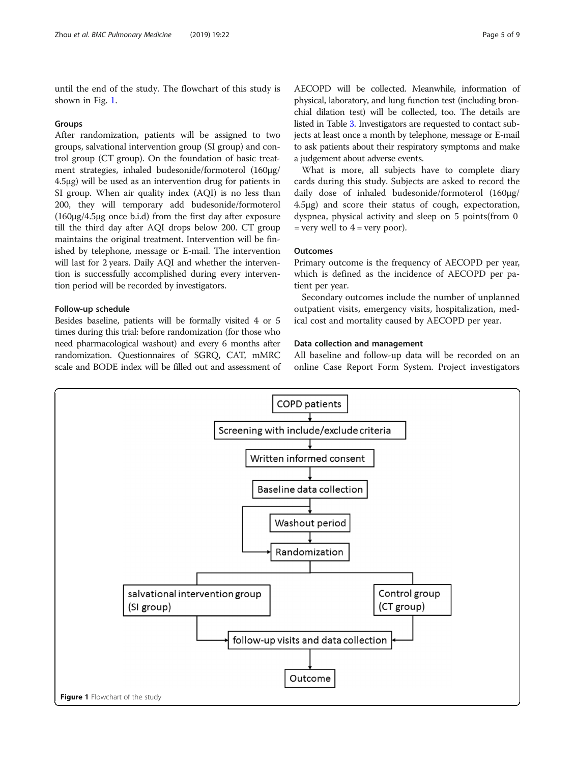until the end of the study. The flowchart of this study is shown in Fig. 1.

### Groups

After randomization, patients will be assigned to two groups, salvational intervention group (SI group) and control group (CT group). On the foundation of basic treatment strategies, inhaled budesonide/formoterol (160μg/4.5μg) will be used as an intervention drug for patients in SI group. When air quality index (AQI) is no less than 200, they will temporary add budesonide/formoterol (160μg/4.5μg once b.i.d) from the first day after exposure till the third day after AQI drops below 200. CT group maintains the original treatment. Intervention will be finished by telephone, message or E-mail. The intervention will last for 2 years. Daily AQI and whether the intervention is successfully accomplished during every intervention period will be recorded by investigators.

### Follow-up schedule

Besides baseline, patients will be formally visited 4 or 5 times during this trial: before randomization (for those who need pharmacological washout) and every 6 months after randomization. Questionnaires of SGRQ, CAT, mMRC scale and BODE index will be filled out and assessment of AECOPD will be collected. Meanwhile, information of physical, laboratory, and lung function test (including bronchial dilation test) will be collected, too. The details are listed in Table 3. Investigators are requested to contact subjects at least once a month by telephone, message or E-mail to ask patients about their respiratory symptoms and make a judgement about adverse events.

What is more, all subjects have to complete diary cards during this study. Subjects are asked to record the daily dose of inhaled budesonide/formoterol (160μg/4.5μg) and score their status of cough, expectoration, dyspnea, physical activity and sleep on 5 points(from 0 = very well to 4 = very poor).

### Outcomes

Primary outcome is the frequency of AECOPD per year, which is defined as the incidence of AECOPD per patient per year.

Secondary outcomes include the number of unplanned outpatient visits, emergency visits, hospitalization, medical cost and mortality caused by AECOPD per year.

### Data collection and management

All baseline and follow-up data will be recorded on an online Case Report Form System. Project investigators

COPD patients
Screening with include/exclude criteria
Written informed consent
Baseline data collection
Washout period
Randomization
salvational intervention group (SI group)
Control group (CT group)
follow-up visits and data collection
Outcome

**Figure 1** Flowchart of the study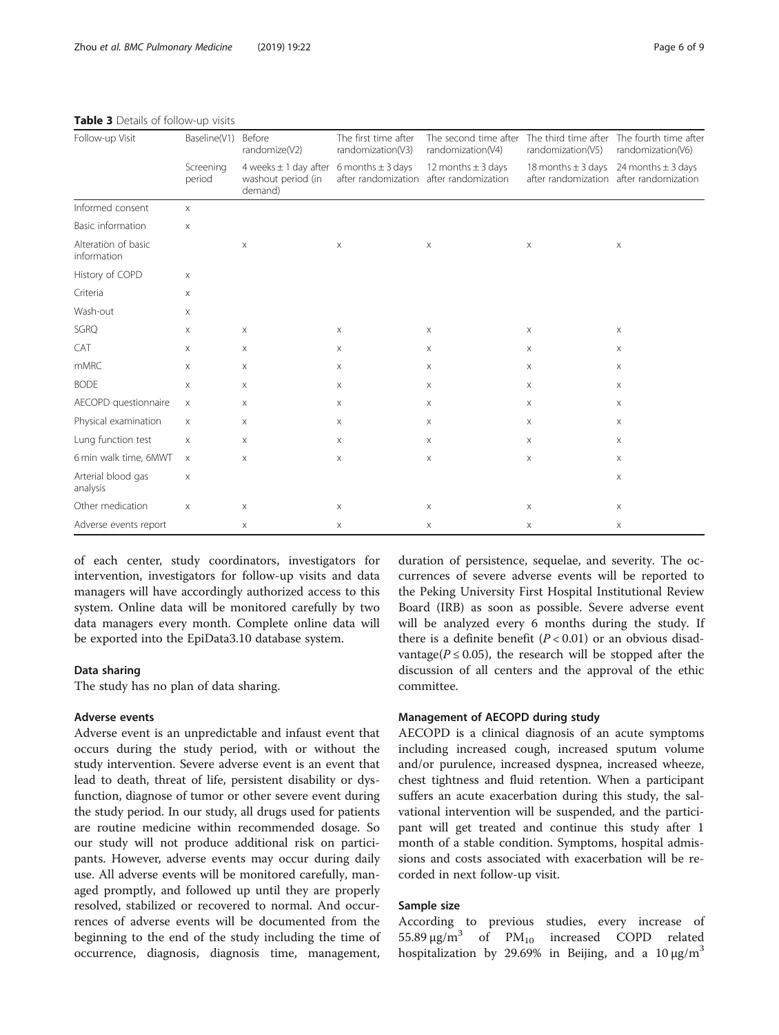**Table 3** Details of follow-up visits

| Follow-up Visit | Baseline(V1) | Before randomize(V2) | The first time after randomization(V3) | The second time after randomization(V4) | The third time after randomization(V5) | The fourth time after randomization(V6) |
|---|---|---|---|---|---|---|
| | Screening period | 4 weeks ± 1 day after washout period (in demand) | 6 months ± 3 days after randomization | 12 months ± 3 days after randomization | 18 months ± 3 days after randomization | 24 months ± 3 days after randomization |
| Informed consent | x | | | | | |
| Basic information | x | | | | | |
| Alteration of basic information | | x | x | x | x | x |
| History of COPD | x | | | | | |
| Criteria | x | | | | | |
| Wash-out | x | | | | | |
| SGRQ | x | x | x | x | x | x |
| CAT | x | x | x | x | x | x |
| mMRC | x | x | x | x | x | x |
| BODE | x | x | x | x | x | x |
| AECOPD questionnaire | x | x | x | x | x | x |
| Physical examination | x | x | x | x | x | x |
| Lung function test | x | x | x | x | x | x |
| 6 min walk time, 6MWT | x | x | x | x | x | x |
| Arterial blood gas analysis | x | | | | | x |
| Other medication | x | x | x | x | x | x |
| Adverse events report | | x | x | x | x | x |

of each center, study coordinators, investigators for intervention, investigators for follow-up visits and data managers will have accordingly authorized access to this system. Online data will be monitored carefully by two data managers every month. Complete online data will be exported into the EpiData3.10 database system.

### Data sharing

The study has no plan of data sharing.

### Adverse events

Adverse event is an unpredictable and infaust event that occurs during the study period, with or without the study intervention. Severe adverse event is an event that lead to death, threat of life, persistent disability or dysfunction, diagnose of tumor or other severe event during the study period. In our study, all drugs used for patients are routine medicine within recommended dosage. So our study will not produce additional risk on participants. However, adverse events may occur during daily use. All adverse events will be monitored carefully, managed promptly, and followed up until they are properly resolved, stabilized or recovered to normal. And occurrences of adverse events will be documented from the beginning to the end of the study including the time of occurrence, diagnosis, diagnosis time, management, duration of persistence, sequelae, and severity. The occurrences of severe adverse events will be reported to the Peking University First Hospital Institutional Review Board (IRB) as soon as possible. Severe adverse event will be analyzed every 6 months during the study. If there is a definite benefit ($P < 0.01$) or an obvious disadvantage($P \leq 0.05$), the research will be stopped after the discussion of all centers and the approval of the ethic committee.

### Management of AECOPD during study

AECOPD is a clinical diagnosis of an acute symptoms including increased cough, increased sputum volume and/or purulence, increased dyspnea, increased wheeze, chest tightness and fluid retention. When a participant suffers an acute exacerbation during this study, the salvational intervention will be suspended, and the participant will get treated and continue this study after 1 month of a stable condition. Symptoms, hospital admissions and costs associated with exacerbation will be recorded in next follow-up visit.

### Sample size

According to previous studies, every increase of $55.89\ \mu g/m^3$ of $PM_{10}$ increased COPD related hospitalization by 29.69% in Beijing, and a $10\ \mu g/m^3$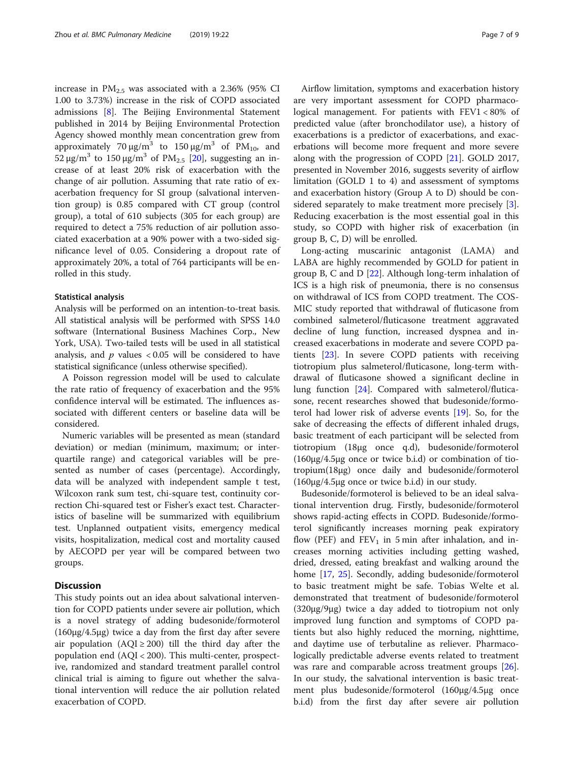increase in $PM_{2.5}$ was associated with a 2.36% (95% CI 1.00 to 3.73%) increase in the risk of COPD associated admissions [8]. The Beijing Environmental Statement published in 2014 by Beijing Environmental Protection Agency showed monthly mean concentration grew from approximately 70 $\mu g/m^3$ to 150 $\mu g/m^3$ of $PM_{10}$, and 52 $\mu g/m^3$ to 150 $\mu g/m^3$ of $PM_{2.5}$ [20], suggesting an increase of at least 20% risk of exacerbation with the change of air pollution. Assuming that rate ratio of exacerbation frequency for SI group (salvational intervention group) is 0.85 compared with CT group (control group), a total of 610 subjects (305 for each group) are required to detect a 75% reduction of air pollution associated exacerbation at a 90% power with a two-sided significance level of 0.05. Considering a dropout rate of approximately 20%, a total of 764 participants will be enrolled in this study.

#### Statistical analysis

Analysis will be performed on an intention-to-treat basis. All statistical analysis will be performed with SPSS 14.0 software (International Business Machines Corp., New York, USA). Two-tailed tests will be used in all statistical analysis, and $p$ values $< 0.05$ will be considered to have statistical significance (unless otherwise specified).

A Poisson regression model will be used to calculate the rate ratio of frequency of exacerbation and the 95% confidence interval will be estimated. The influences associated with different centers or baseline data will be considered.

Numeric variables will be presented as mean (standard deviation) or median (minimum, maximum; or interquartile range) and categorical variables will be presented as number of cases (percentage). Accordingly, data will be analyzed with independent sample t test, Wilcoxon rank sum test, chi-square test, continuity correction Chi-squared test or Fisher's exact test. Characteristics of baseline will be summarized with equilibrium test. Unplanned outpatient visits, emergency medical visits, hospitalization, medical cost and mortality caused by AECOPD per year will be compared between two groups.

## Discussion

This study points out an idea about salvational intervention for COPD patients under severe air pollution, which is a novel strategy of adding budesonide/formoterol (160μg/4.5μg) twice a day from the first day after severe air population (AQI ≥ 200) till the third day after the population end (AQI < 200). This multi-center, prospective, randomized and standard treatment parallel control clinical trial is aiming to figure out whether the salvational intervention will reduce the air pollution related exacerbation of COPD.

Airflow limitation, symptoms and exacerbation history are very important assessment for COPD pharmacological management. For patients with FEV1 < 80% of predicted value (after bronchodilator use), a history of exacerbations is a predictor of exacerbations, and exacerbations will become more frequent and more severe along with the progression of COPD [21]. GOLD 2017, presented in November 2016, suggests severity of airflow limitation (GOLD 1 to 4) and assessment of symptoms and exacerbation history (Group A to D) should be considered separately to make treatment more precisely [3]. Reducing exacerbation is the most essential goal in this study, so COPD with higher risk of exacerbation (in group B, C, D) will be enrolled.

Long-acting muscarinic antagonist (LAMA) and LABA are highly recommended by GOLD for patient in group B, C and D [22]. Although long-term inhalation of ICS is a high risk of pneumonia, there is no consensus on withdrawal of ICS from COPD treatment. The COSMIC study reported that withdrawal of fluticasone from combined salmeterol/fluticasone treatment aggravated decline of lung function, increased dyspnea and increased exacerbations in moderate and severe COPD patients [23]. In severe COPD patients with receiving tiotropium plus salmeterol/fluticasone, long-term withdrawal of fluticasone showed a significant decline in lung function [24]. Compared with salmeterol/fluticasone, recent researches showed that budesonide/formoterol had lower risk of adverse events [19]. So, for the sake of decreasing the effects of different inhaled drugs, basic treatment of each participant will be selected from tiotropium (18μg once q.d), budesonide/formoterol (160μg/4.5μg once or twice b.i.d) or combination of tiotropium(18μg) once daily and budesonide/formoterol (160μg/4.5μg once or twice b.i.d) in our study.

Budesonide/formoterol is believed to be an ideal salvational intervention drug. Firstly, budesonide/formoterol shows rapid-acting effects in COPD. Budesonide/formoterol significantly increases morning peak expiratory flow (PEF) and $FEV_1$ in 5 min after inhalation, and increases morning activities including getting washed, dried, dressed, eating breakfast and walking around the home [17, 25]. Secondly, adding budesonide/formoterol to basic treatment might be safe. Tobias Welte et al. demonstrated that treatment of budesonide/formoterol (320μg/9μg) twice a day added to tiotropium not only improved lung function and symptoms of COPD patients but also highly reduced the morning, nighttime, and daytime use of terbutaline as reliever. Pharmacologically predictable adverse events related to treatment was rare and comparable across treatment groups [26]. In our study, the salvational intervention is basic treatment plus budesonide/formoterol (160μg/4.5μg once b.i.d) from the first day after severe air pollution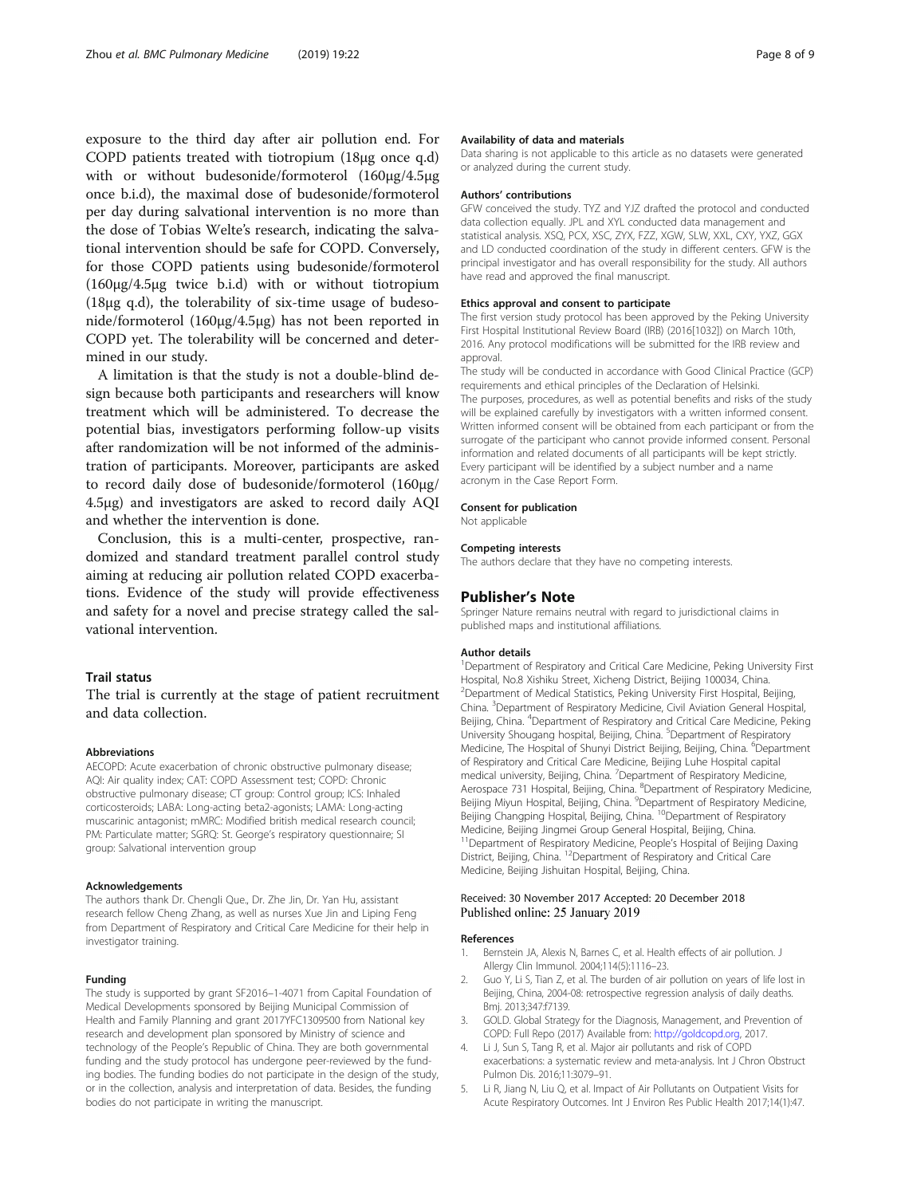exposure to the third day after air pollution end. For COPD patients treated with tiotropium (18μg once q.d) with or without budesonide/formoterol (160μg/4.5μg once b.i.d), the maximal dose of budesonide/formoterol per day during salvational intervention is no more than the dose of Tobias Welte's research, indicating the salvational intervention should be safe for COPD. Conversely, for those COPD patients using budesonide/formoterol (160μg/4.5μg twice b.i.d) with or without tiotropium (18μg q.d), the tolerability of six-time usage of budesonide/formoterol (160μg/4.5μg) has not been reported in COPD yet. The tolerability will be concerned and determined in our study.

A limitation is that the study is not a double-blind design because both participants and researchers will know treatment which will be administered. To decrease the potential bias, investigators performing follow-up visits after randomization will be not informed of the administration of participants. Moreover, participants are asked to record daily dose of budesonide/formoterol (160μg/4.5μg) and investigators are asked to record daily AQI and whether the intervention is done.

Conclusion, this is a multi-center, prospective, randomized and standard treatment parallel control study aiming at reducing air pollution related COPD exacerbations. Evidence of the study will provide effectiveness and safety for a novel and precise strategy called the salvational intervention.

## Trail status

The trial is currently at the stage of patient recruitment and data collection.

#### Abbreviations

AECOPD: Acute exacerbation of chronic obstructive pulmonary disease; AQI: Air quality index; CAT: COPD Assessment test; COPD: Chronic obstructive pulmonary disease; CT group: Control group; ICS: Inhaled corticosteroids; LABA: Long-acting beta2-agonists; LAMA: Long-acting muscarinic antagonist; mMRC: Modified british medical research council; PM: Particulate matter; SGRQ: St. George's respiratory questionnaire; SI group: Salvational intervention group

#### Acknowledgements

The authors thank Dr. Chengli Que., Dr. Zhe Jin, Dr. Yan Hu, assistant research fellow Cheng Zhang, as well as nurses Xue Jin and Liping Feng from Department of Respiratory and Critical Care Medicine for their help in investigator training.

#### Funding

The study is supported by grant SF2016–1-4071 from Capital Foundation of Medical Developments sponsored by Beijing Municipal Commission of Health and Family Planning and grant 2017YFC1309500 from National key research and development plan sponsored by Ministry of science and technology of the People's Republic of China. They are both governmental funding and the study protocol has undergone peer-reviewed by the funding bodies. The funding bodies do not participate in the design of the study, or in the collection, analysis and interpretation of data. Besides, the funding bodies do not participate in writing the manuscript.

#### Availability of data and materials

Data sharing is not applicable to this article as no datasets were generated or analyzed during the current study.

#### Authors' contributions

GFW conceived the study. TYZ and YJZ drafted the protocol and conducted data collection equally. JPL and XYL conducted data management and statistical analysis. XSQ, PCX, XSC, ZYX, FZZ, XGW, SLW, XXL, CXY, YXZ, GGX and LD conducted coordination of the study in different centers. GFW is the principal investigator and has overall responsibility for the study. All authors have read and approved the final manuscript.

#### Ethics approval and consent to participate

The first version study protocol has been approved by the Peking University First Hospital Institutional Review Board (IRB) (2016[1032]) on March 10th, 2016. Any protocol modifications will be submitted for the IRB review and approval.

The study will be conducted in accordance with Good Clinical Practice (GCP) requirements and ethical principles of the Declaration of Helsinki.

The purposes, procedures, as well as potential benefits and risks of the study will be explained carefully by investigators with a written informed consent. Written informed consent will be obtained from each participant or from the surrogate of the participant who cannot provide informed consent. Personal information and related documents of all participants will be kept strictly. Every participant will be identified by a subject number and a name acronym in the Case Report Form.

#### Consent for publication

Not applicable

#### Competing interests

The authors declare that they have no competing interests.

## Publisher's Note

Springer Nature remains neutral with regard to jurisdictional claims in published maps and institutional affiliations.

#### Author details

[1]Department of Respiratory and Critical Care Medicine, Peking University First Hospital, No.8 Xishiku Street, Xicheng District, Beijing 100034, China. [2]Department of Medical Statistics, Peking University First Hospital, Beijing, China. [3]Department of Respiratory Medicine, Civil Aviation General Hospital, Beijing, China. [4]Department of Respiratory and Critical Care Medicine, Peking University Shougang hospital, Beijing, China. [5]Department of Respiratory Medicine, The Hospital of Shunyi District Beijing, Beijing, China. [6]Department of Respiratory and Critical Care Medicine, Beijing Luhe Hospital capital medical university, Beijing, China. [7]Department of Respiratory Medicine, Aerospace 731 Hospital, Beijing, China. [8]Department of Respiratory Medicine, Beijing Miyun Hospital, Beijing, China. [9]Department of Respiratory Medicine, Beijing Changping Hospital, Beijing, China. [10]Department of Respiratory Medicine, Beijing Jingmei Group General Hospital, Beijing, China. [11]Department of Respiratory Medicine, People's Hospital of Beijing Daxing District, Beijing, China. [12]Department of Respiratory and Critical Care Medicine, Beijing Jishuitan Hospital, Beijing, China.

Received: 30 November 2017 Accepted: 20 December 2018
Published online: 25 January 2019

#### References

1. Bernstein JA, Alexis N, Barnes C, et al. Health effects of air pollution. J Allergy Clin Immunol. 2004;114(5):1116–23.
2. Guo Y, Li S, Tian Z, et al. The burden of air pollution on years of life lost in Beijing, China, 2004-08: retrospective regression analysis of daily deaths. Bmj. 2013;347:f7139.
3. GOLD. Global Strategy for the Diagnosis, Management, and Prevention of COPD: Full Repo (2017) Available from: http://goldcopd.org, 2017.
4. Li J, Sun S, Tang R, et al. Major air pollutants and risk of COPD exacerbations: a systematic review and meta-analysis. Int J Chron Obstruct Pulmon Dis. 2016;11:3079–91.
5. Li R, Jiang N, Liu Q, et al. Impact of Air Pollutants on Outpatient Visits for Acute Respiratory Outcomes. Int J Environ Res Public Health 2017;14(1):47.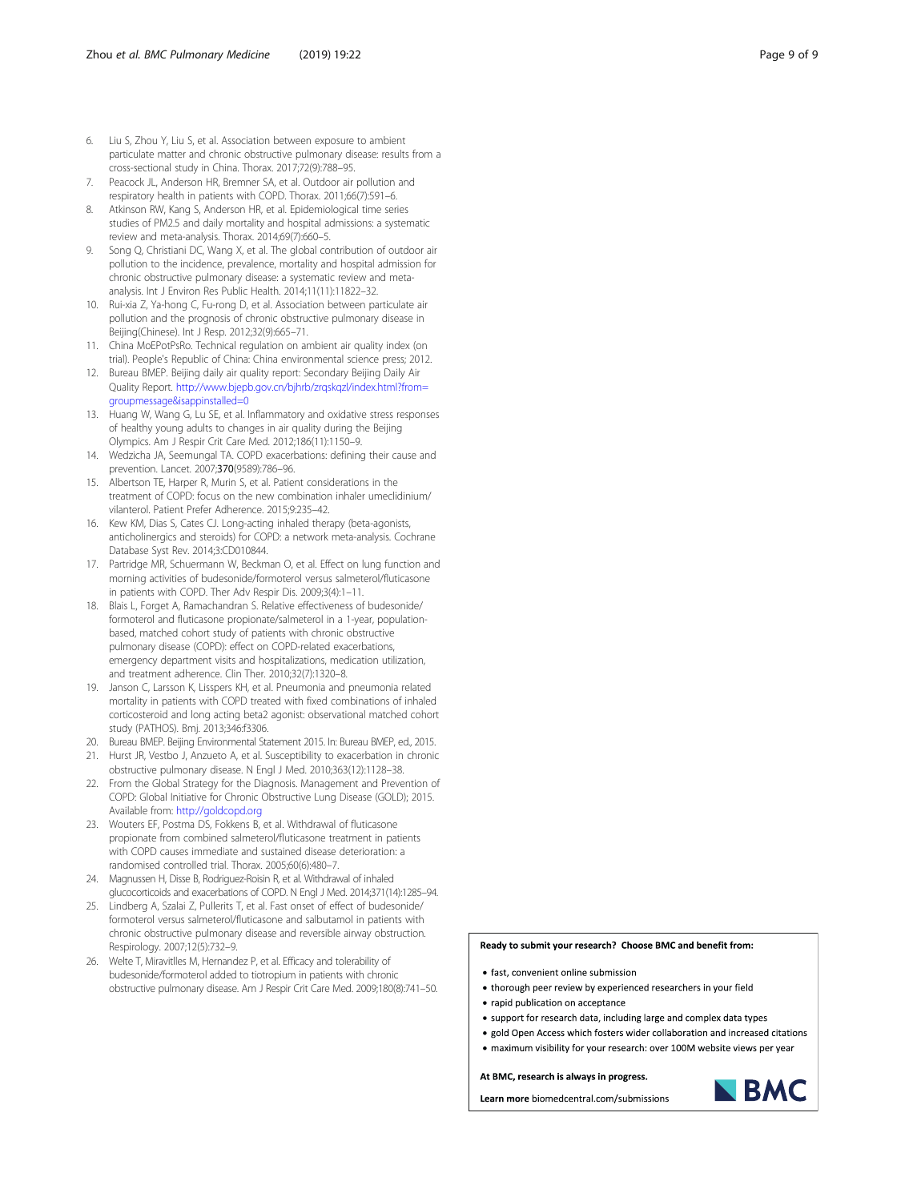6. Liu S, Zhou Y, Liu S, et al. Association between exposure to ambient particulate matter and chronic obstructive pulmonary disease: results from a cross-sectional study in China. Thorax. 2017;72(9):788–95.
7. Peacock JL, Anderson HR, Bremner SA, et al. Outdoor air pollution and respiratory health in patients with COPD. Thorax. 2011;66(7):591–6.
8. Atkinson RW, Kang S, Anderson HR, et al. Epidemiological time series studies of PM2.5 and daily mortality and hospital admissions: a systematic review and meta-analysis. Thorax. 2014;69(7):660–5.
9. Song Q, Christiani DC, Wang X, et al. The global contribution of outdoor air pollution to the incidence, prevalence, mortality and hospital admission for chronic obstructive pulmonary disease: a systematic review and meta-analysis. Int J Environ Res Public Health. 2014;11(11):11822–32.
10. Rui-xia Z, Ya-hong C, Fu-rong D, et al. Association between particulate air pollution and the prognosis of chronic obstructive pulmonary disease in Beijing(Chinese). Int J Resp. 2012;32(9):665–71.
11. China MoEPotPsRo. Technical regulation on ambient air quality index (on trial). People's Republic of China: China environmental science press; 2012.
12. Bureau BMEP. Beijing daily air quality report: Secondary Beijing Daily Air Quality Report. http://www.bjepb.gov.cn/bjhrb/zrqskqzl/index.html?from=groupmessage&isappinstalled=0
13. Huang W, Wang G, Lu SE, et al. Inflammatory and oxidative stress responses of healthy young adults to changes in air quality during the Beijing Olympics. Am J Respir Crit Care Med. 2012;186(11):1150–9.
14. Wedzicha JA, Seemungal TA. COPD exacerbations: defining their cause and prevention. Lancet. 2007;**370**(9589):786–96.
15. Albertson TE, Harper R, Murin S, et al. Patient considerations in the treatment of COPD: focus on the new combination inhaler umeclidinium/vilanterol. Patient Prefer Adherence. 2015;9:235–42.
16. Kew KM, Dias S, Cates CJ. Long-acting inhaled therapy (beta-agonists, anticholinergics and steroids) for COPD: a network meta-analysis. Cochrane Database Syst Rev. 2014;3:CD010844.
17. Partridge MR, Schuermann W, Beckman O, et al. Effect on lung function and morning activities of budesonide/formoterol versus salmeterol/fluticasone in patients with COPD. Ther Adv Respir Dis. 2009;3(4):1–11.
18. Blais L, Forget A, Ramachandran S. Relative effectiveness of budesonide/formoterol and fluticasone propionate/salmeterol in a 1-year, population-based, matched cohort study of patients with chronic obstructive pulmonary disease (COPD): effect on COPD-related exacerbations, emergency department visits and hospitalizations, medication utilization, and treatment adherence. Clin Ther. 2010;32(7):1320–8.
19. Janson C, Larsson K, Lisspers KH, et al. Pneumonia and pneumonia related mortality in patients with COPD treated with fixed combinations of inhaled corticosteroid and long acting beta2 agonist: observational matched cohort study (PATHOS). Bmj. 2013;346:f3306.
20. Bureau BMEP. Beijing Environmental Statement 2015. In: Bureau BMEP, ed., 2015.
21. Hurst JR, Vestbo J, Anzueto A, et al. Susceptibility to exacerbation in chronic obstructive pulmonary disease. N Engl J Med. 2010;363(12):1128–38.
22. From the Global Strategy for the Diagnosis. Management and Prevention of COPD: Global Initiative for Chronic Obstructive Lung Disease (GOLD); 2015. Available from: http://goldcopd.org
23. Wouters EF, Postma DS, Fokkens B, et al. Withdrawal of fluticasone propionate from combined salmeterol/fluticasone treatment in patients with COPD causes immediate and sustained disease deterioration: a randomised controlled trial. Thorax. 2005;60(6):480–7.
24. Magnussen H, Disse B, Rodriguez-Roisin R, et al. Withdrawal of inhaled glucocorticoids and exacerbations of COPD. N Engl J Med. 2014;371(14):1285–94.
25. Lindberg A, Szalai Z, Pullerits T, et al. Fast onset of effect of budesonide/formoterol versus salmeterol/fluticasone and salbutamol in patients with chronic obstructive pulmonary disease and reversible airway obstruction. Respirology. 2007;12(5):732–9.
26. Welte T, Miravitlles M, Hernandez P, et al. Efficacy and tolerability of budesonide/formoterol added to tiotropium in patients with chronic obstructive pulmonary disease. Am J Respir Crit Care Med. 2009;180(8):741–50.

**Ready to submit your research? Choose BMC and benefit from:**

- fast, convenient online submission
- thorough peer review by experienced researchers in your field
- rapid publication on acceptance
- support for research data, including large and complex data types
- gold Open Access which fosters wider collaboration and increased citations
- maximum visibility for your research: over 100M website views per year

**At BMC, research is always in progress.**

**Learn more** biomedcentral.com/submissions